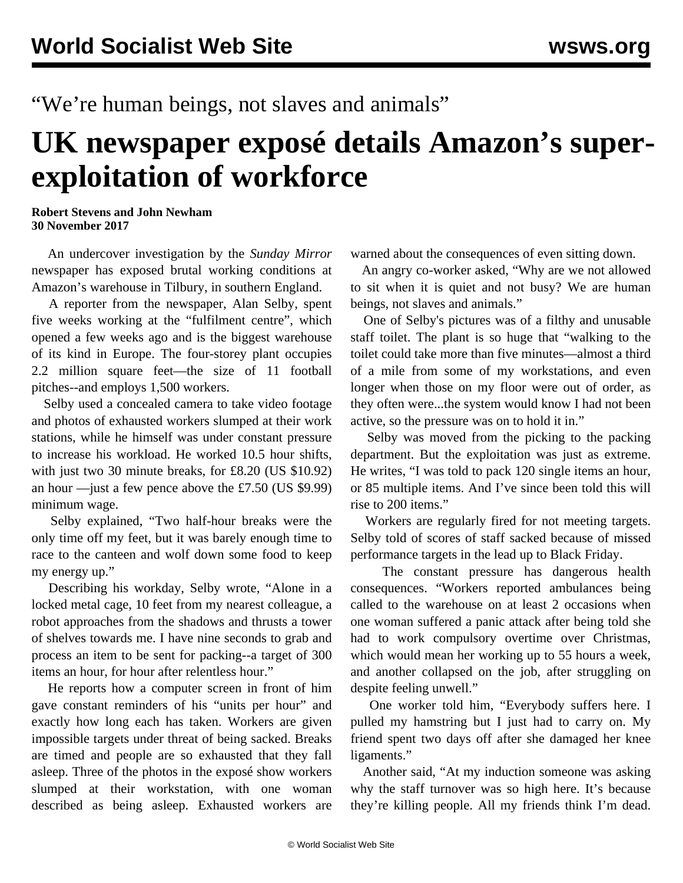“We’re human beings, not slaves and animals”

# UK newspaper exposé details Amazon’s super-exploitation of workforce

**Robert Stevens and John Newham**
**30 November 2017**

An undercover investigation by the *Sunday Mirror* newspaper has exposed brutal working conditions at Amazon’s warehouse in Tilbury, in southern England.

A reporter from the newspaper, Alan Selby, spent five weeks working at the “fulfilment centre”, which opened a few weeks ago and is the biggest warehouse of its kind in Europe. The four-storey plant occupies 2.2 million square feet—the size of 11 football pitches--and employs 1,500 workers.

Selby used a concealed camera to take video footage and photos of exhausted workers slumped at their work stations, while he himself was under constant pressure to increase his workload. He worked 10.5 hour shifts, with just two 30 minute breaks, for £8.20 (US $10.92) an hour —just a few pence above the £7.50 (US $9.99) minimum wage.

Selby explained, “Two half-hour breaks were the only time off my feet, but it was barely enough time to race to the canteen and wolf down some food to keep my energy up.”

Describing his workday, Selby wrote, “Alone in a locked metal cage, 10 feet from my nearest colleague, a robot approaches from the shadows and thrusts a tower of shelves towards me. I have nine seconds to grab and process an item to be sent for packing--a target of 300 items an hour, for hour after relentless hour.”

He reports how a computer screen in front of him gave constant reminders of his “units per hour” and exactly how long each has taken. Workers are given impossible targets under threat of being sacked. Breaks are timed and people are so exhausted that they fall asleep. Three of the photos in the exposé show workers slumped at their workstation, with one woman described as being asleep. Exhausted workers are warned about the consequences of even sitting down.

An angry co-worker asked, “Why are we not allowed to sit when it is quiet and not busy? We are human beings, not slaves and animals.”

One of Selby's pictures was of a filthy and unusable staff toilet. The plant is so huge that “walking to the toilet could take more than five minutes—almost a third of a mile from some of my workstations, and even longer when those on my floor were out of order, as they often were...the system would know I had not been active, so the pressure was on to hold it in.”

Selby was moved from the picking to the packing department. But the exploitation was just as extreme. He writes, “I was told to pack 120 single items an hour, or 85 multiple items. And I’ve since been told this will rise to 200 items.”

Workers are regularly fired for not meeting targets. Selby told of scores of staff sacked because of missed performance targets in the lead up to Black Friday.

The constant pressure has dangerous health consequences. “Workers reported ambulances being called to the warehouse on at least 2 occasions when one woman suffered a panic attack after being told she had to work compulsory overtime over Christmas, which would mean her working up to 55 hours a week, and another collapsed on the job, after struggling on despite feeling unwell.”

One worker told him, “Everybody suffers here. I pulled my hamstring but I just had to carry on. My friend spent two days off after she damaged her knee ligaments.”

Another said, “At my induction someone was asking why the staff turnover was so high here. It’s because they’re killing people. All my friends think I’m dead.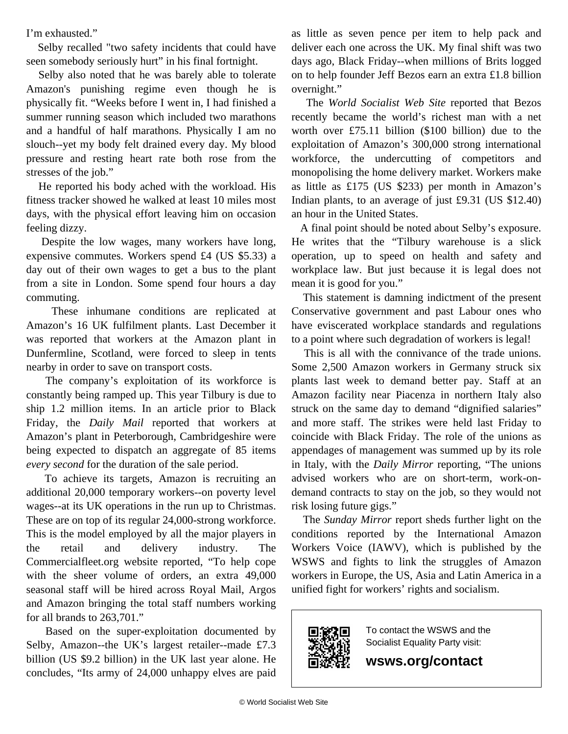I'm exhausted."

Selby recalled "two safety incidents that could have seen somebody seriously hurt" in his final fortnight.

Selby also noted that he was barely able to tolerate Amazon's punishing regime even though he is physically fit. "Weeks before I went in, I had finished a summer running season which included two marathons and a handful of half marathons. Physically I am no slouch--yet my body felt drained every day. My blood pressure and resting heart rate both rose from the stresses of the job."

He reported his body ached with the workload. His fitness tracker showed he walked at least 10 miles most days, with the physical effort leaving him on occasion feeling dizzy.

Despite the low wages, many workers have long, expensive commutes. Workers spend £4 (US $5.33) a day out of their own wages to get a bus to the plant from a site in London. Some spend four hours a day commuting.

These inhumane conditions are replicated at Amazon's 16 UK fulfilment plants. Last December it was reported that workers at the Amazon plant in Dunfermline, Scotland, were forced to sleep in tents nearby in order to save on transport costs.

The company's exploitation of its workforce is constantly being ramped up. This year Tilbury is due to ship 1.2 million items. In an article prior to Black Friday, the *Daily Mail* reported that workers at Amazon's plant in Peterborough, Cambridgeshire were being expected to dispatch an aggregate of 85 items *every second* for the duration of the sale period.

To achieve its targets, Amazon is recruiting an additional 20,000 temporary workers--on poverty level wages--at its UK operations in the run up to Christmas. These are on top of its regular 24,000-strong workforce. This is the model employed by all the major players in the retail and delivery industry. The Commercialfleet.org website reported, "To help cope with the sheer volume of orders, an extra 49,000 seasonal staff will be hired across Royal Mail, Argos and Amazon bringing the total staff numbers working for all brands to 263,701."

Based on the super-exploitation documented by Selby, Amazon--the UK's largest retailer--made £7.3 billion (US $9.2 billion) in the UK last year alone. He concludes, "Its army of 24,000 unhappy elves are paid as little as seven pence per item to help pack and deliver each one across the UK. My final shift was two days ago, Black Friday--when millions of Brits logged on to help founder Jeff Bezos earn an extra £1.8 billion overnight."

The *World Socialist Web Site* reported that Bezos recently became the world's richest man with a net worth over £75.11 billion ($100 billion) due to the exploitation of Amazon's 300,000 strong international workforce, the undercutting of competitors and monopolising the home delivery market. Workers make as little as £175 (US $233) per month in Amazon's Indian plants, to an average of just £9.31 (US $12.40) an hour in the United States.

A final point should be noted about Selby's exposure. He writes that the "Tilbury warehouse is a slick operation, up to speed on health and safety and workplace law. But just because it is legal does not mean it is good for you."

This statement is damning indictment of the present Conservative government and past Labour ones who have eviscerated workplace standards and regulations to a point where such degradation of workers is legal!

This is all with the connivance of the trade unions. Some 2,500 Amazon workers in Germany struck six plants last week to demand better pay. Staff at an Amazon facility near Piacenza in northern Italy also struck on the same day to demand "dignified salaries" and more staff. The strikes were held last Friday to coincide with Black Friday. The role of the unions as appendages of management was summed up by its role in Italy, with the *Daily Mirror* reporting, "The unions advised workers who are on short-term, work-on-demand contracts to stay on the job, so they would not risk losing future gigs."

The *Sunday Mirror* report sheds further light on the conditions reported by the International Amazon Workers Voice (IAWV), which is published by the WSWS and fights to link the struggles of Amazon workers in Europe, the US, Asia and Latin America in a unified fight for workers' rights and socialism.

To contact the WSWS and the Socialist Equality Party visit:

**wsws.org/contact**